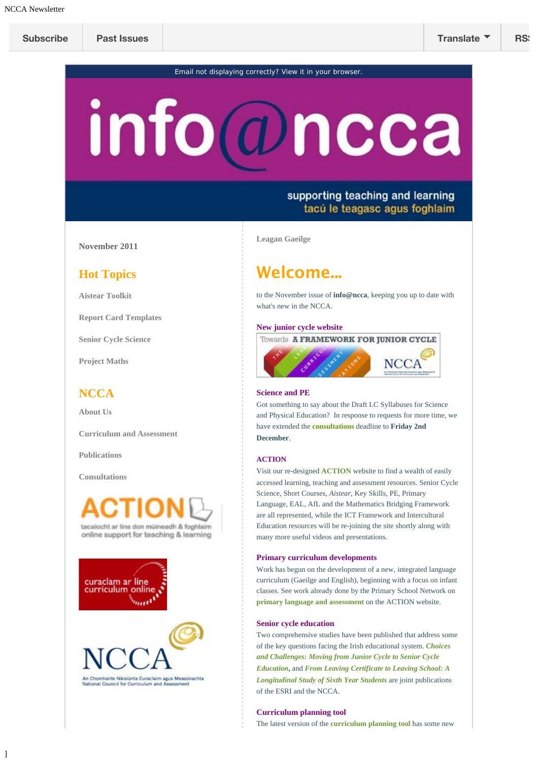NCCA Newsletter

Subscribe | Past Issues | Translate | RSS

Email not displaying correctly? View it in your browser.

# info@ncca

supporting teaching and learning
tacú le teagasc agus foghlaim

November 2011

## Hot Topics

Aistear Toolkit

Report Card Templates

Senior Cycle Science

Project Maths

## NCCA

About Us

Curriculum and Assessment

Publications

Consultations

ACTION
tacaíocht ar líne don múineadh & foghlaim
online support for teaching & learning

curaclam ar líne
curriculum online

NCCA
An Chomhairle Náisiúnta Curaclaim agus Measúnachta
National Council for Curriculum and Assessment

Leagan Gaeilge

# Welcome...

to the November issue of **info@ncca**, keeping you up to date with what's new in the NCCA.

### New junior cycle website

Towards A FRAMEWORK FOR JUNIOR CYCLE

### Science and PE

Got something to say about the Draft LC Syllabuses for Science and Physical Education? In response to requests for more time, we have extended the **consultations** deadline to **Friday 2nd December**.

### ACTION

Visit our re-designed **ACTION** website to find a wealth of easily accessed learning, teaching and assessment resources. Senior Cycle Science, Short Courses, *Aistear*, Key Skills, PE, Primary Language, EAL, AfL and the Mathematics Bridging Framework are all represented, while the ICT Framework and Intercultural Education resources will be re-joining the site shortly along with many more useful videos and presentations.

### Primary curriculum developments

Work has begun on the development of a new, integrated language curriculum (Gaeilge and English), beginning with a focus on infant classes. See work already done by the Primary School Network on **primary language and assessment** on the ACTION website.

### Senior cycle education

Two comprehensive studies have been published that address some of the key questions facing the Irish educational system. ***Choices and Challenges: Moving from Junior Cycle to Senior Cycle Education***, and ***From Leaving Certificate to Leaving School: A Longitudinal Study of Sixth Year Students*** are joint publications of the ESRI and the NCCA.

### Curriculum planning tool

The latest version of the **curriculum planning tool** has some new

]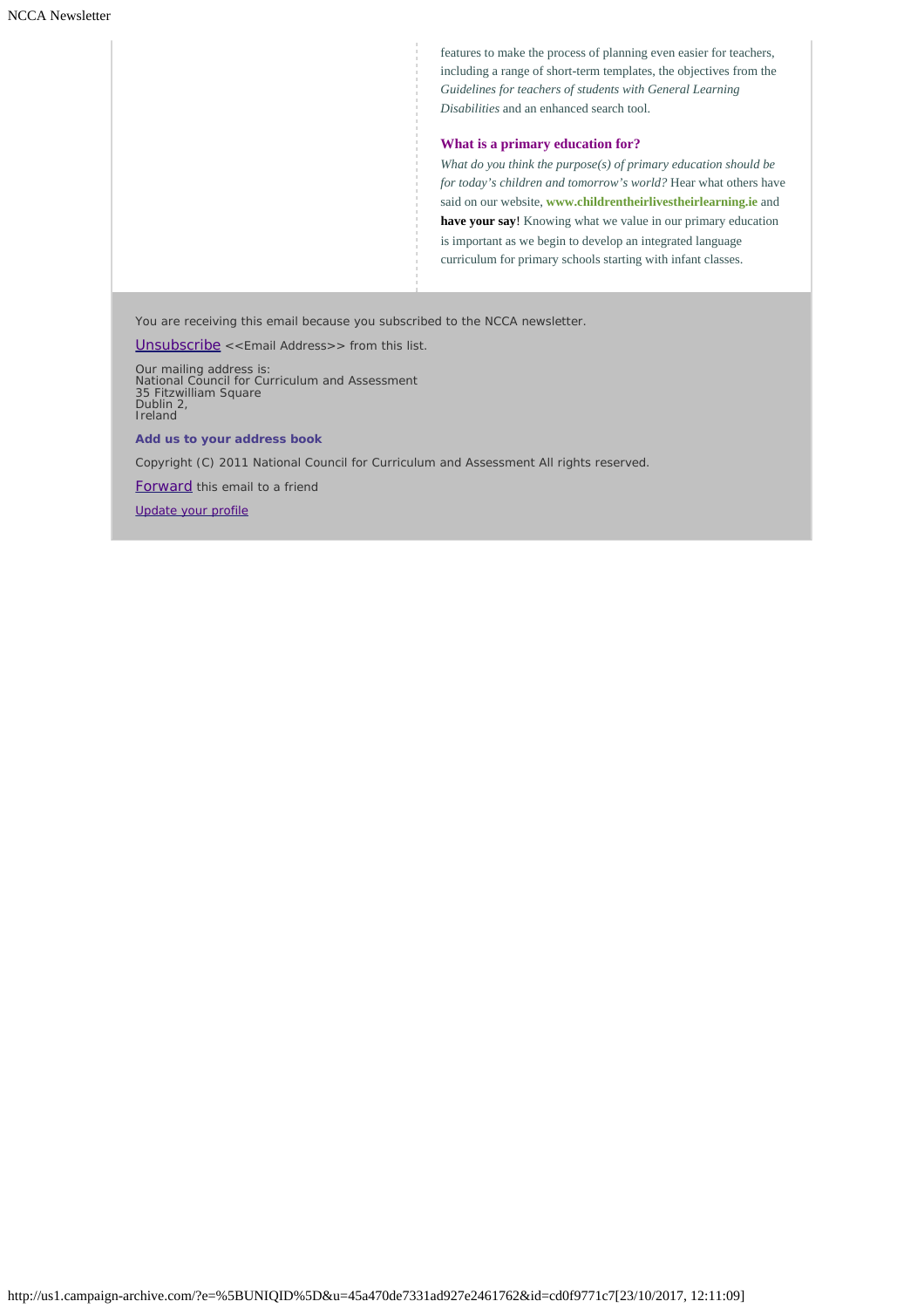features to make the process of planning even easier for teachers, including a range of short-term templates, the objectives from the *Guidelines for teachers of students with General Learning Disabilities* and an enhanced search tool.

### What is a primary education for?

*What do you think the purpose(s) of primary education should be for today's children and tomorrow's world?* Hear what others have said on our website, **www.childrentheirlivestheirlearning.ie** and **have your say**! Knowing what we value in our primary education is important as we begin to develop an integrated language curriculum for primary schools starting with infant classes.

You are receiving this email because you subscribed to the NCCA newsletter.

Unsubscribe <<Email Address>> from this list.

Our mailing address is:
National Council for Curriculum and Assessment
35 Fitzwilliam Square
Dublin 2,
Ireland

**Add us to your address book**

Copyright (C) 2011 National Council for Curriculum and Assessment All rights reserved.

Forward this email to a friend

Update your profile